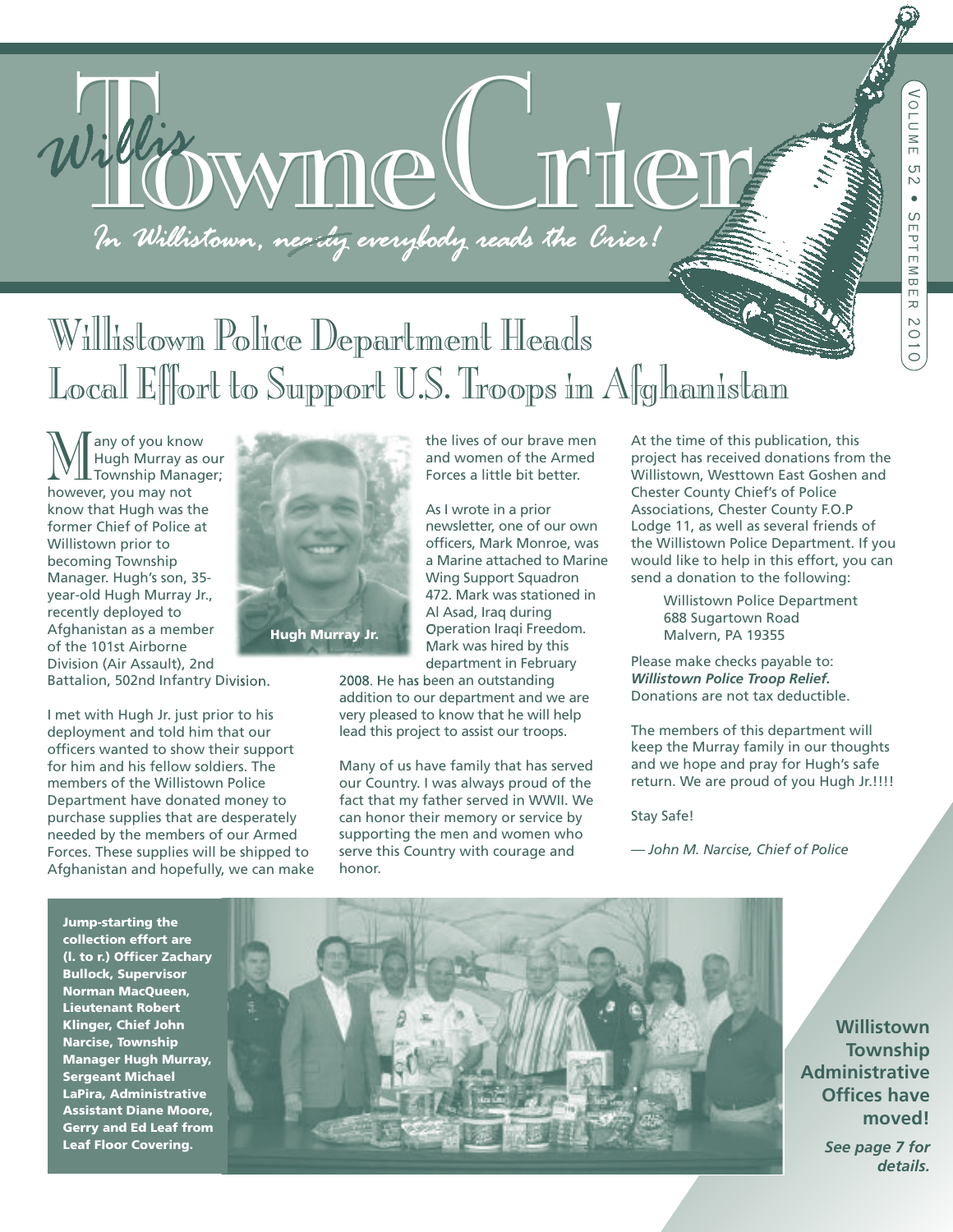# Willis Towne Crier

*In Willistown, nearly everybody reads the Crier!*

Volume 52 • September 2010

## Willistown Police Department Heads Local Effort to Support U.S. Troops in Afghanistan

Many of you know Hugh Murray as our Township Manager; however, you may not know that Hugh was the former Chief of Police at Willistown prior to becoming Township Manager. Hugh's son, 35-year-old Hugh Murray Jr., recently deployed to Afghanistan as a member of the 101st Airborne Division (Air Assault), 2nd Battalion, 502nd Infantry Division.

**Hugh Murray Jr.**

I met with Hugh Jr. just prior to his deployment and told him that our officers wanted to show their support for him and his fellow soldiers. The members of the Willistown Police Department have donated money to purchase supplies that are desperately needed by the members of our Armed Forces. These supplies will be shipped to Afghanistan and hopefully, we can make the lives of our brave men and women of the Armed Forces a little bit better.

As I wrote in a prior newsletter, one of our own officers, Mark Monroe, was a Marine attached to Marine Wing Support Squadron 472. Mark was stationed in Al Asad, Iraq during Operation Iraqi Freedom. Mark was hired by this department in February 2008. He has been an outstanding addition to our department and we are very pleased to know that he will help lead this project to assist our troops.

Many of us have family that has served our Country. I was always proud of the fact that my father served in WWII. We can honor their memory or service by supporting the men and women who serve this Country with courage and honor.

At the time of this publication, this project has received donations from the Willistown, Westtown East Goshen and Chester County Chief's of Police Associations, Chester County F.O.P Lodge 11, as well as several friends of the Willistown Police Department. If you would like to help in this effort, you can send a donation to the following:

> Willistown Police Department
> 688 Sugartown Road
> Malvern, PA 19355

Please make checks payable to: ***Willistown Police Troop Relief.*** Donations are not tax deductible.

The members of this department will keep the Murray family in our thoughts and we hope and pray for Hugh's safe return. We are proud of you Hugh Jr.!!!!

Stay Safe!

*— John M. Narcise, Chief of Police*

**Jump-starting the collection effort are (l. to r.) Officer Zachary Bullock, Supervisor Norman MacQueen, Lieutenant Robert Klinger, Chief John Narcise, Township Manager Hugh Murray, Sergeant Michael LaPira, Administrative Assistant Diane Moore, Gerry and Ed Leaf from Leaf Floor Covering.**

**Willistown Township Administrative Offices have moved!**

***See page 7 for details.***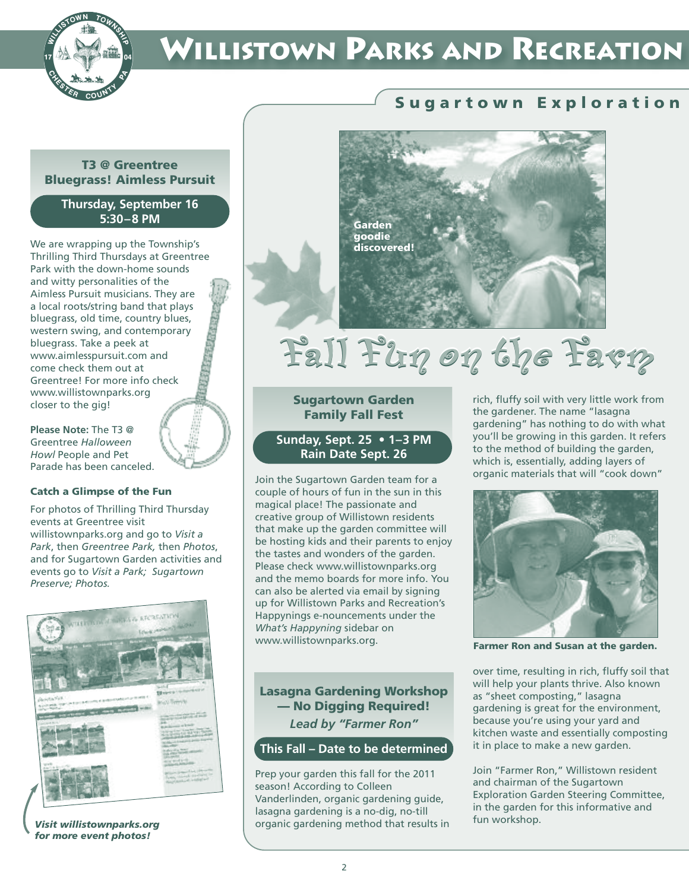# Willistown Parks and Recreation

## T3 @ Greentree Bluegrass! Aimless Pursuit

**Thursday, September 16**
**5:30–8 PM**

We are wrapping up the Township's Thrilling Third Thursdays at Greentree Park with the down-home sounds and witty personalities of the Aimless Pursuit musicians. They are a local roots/string band that plays bluegrass, old time, country blues, western swing, and contemporary bluegrass. Take a peek at www.aimlesspursuit.com and come check them out at Greentree! For more info check www.willistownparks.org closer to the gig!

**Please Note:** The T3 @ Greentree *Halloween Howl* People and Pet Parade has been canceled.

### Catch a Glimpse of the Fun

For photos of Thrilling Third Thursday events at Greentree visit willistownparks.org and go to *Visit a Park*, then *Greentree Park,* then *Photos*, and for Sugartown Garden activities and events go to *Visit a Park; Sugartown Preserve; Photos.*

*Visit willistownparks.org for more event photos!*

## Sugartown Exploration

Garden goodie discovered!

# Fall Fun on the Farm

### Sugartown Garden Family Fall Fest

**Sunday, Sept. 25 • 1–3 PM**
**Rain Date Sept. 26**

Join the Sugartown Garden team for a couple of hours of fun in the sun in this magical place! The passionate and creative group of Willistown residents that make up the garden committee will be hosting kids and their parents to enjoy the tastes and wonders of the garden. Please check www.willistownparks.org and the memo boards for more info. You can also be alerted via email by signing up for Willistown Parks and Recreation's Happynings e-nouncements under the *What's Happyning* sidebar on www.willistownparks.org.

### Lasagna Gardening Workshop — No Digging Required!

***Lead by "Farmer Ron"***

**This Fall – Date to be determined**

Prep your garden this fall for the 2011 season! According to Colleen Vanderlinden, organic gardening guide, lasagna gardening is a no-dig, no-till organic gardening method that results in rich, fluffy soil with very little work from the gardener. The name "lasagna gardening" has nothing to do with what you'll be growing in this garden. It refers to the method of building the garden, which is, essentially, adding layers of organic materials that will "cook down" over time, resulting in rich, fluffy soil that will help your plants thrive. Also known as "sheet composting," lasagna gardening is great for the environment, because you're using your yard and kitchen waste and essentially composting it in place to make a new garden.

**Farmer Ron and Susan at the garden.**

Join "Farmer Ron," Willistown resident and chairman of the Sugartown Exploration Garden Steering Committee, in the garden for this informative and fun workshop.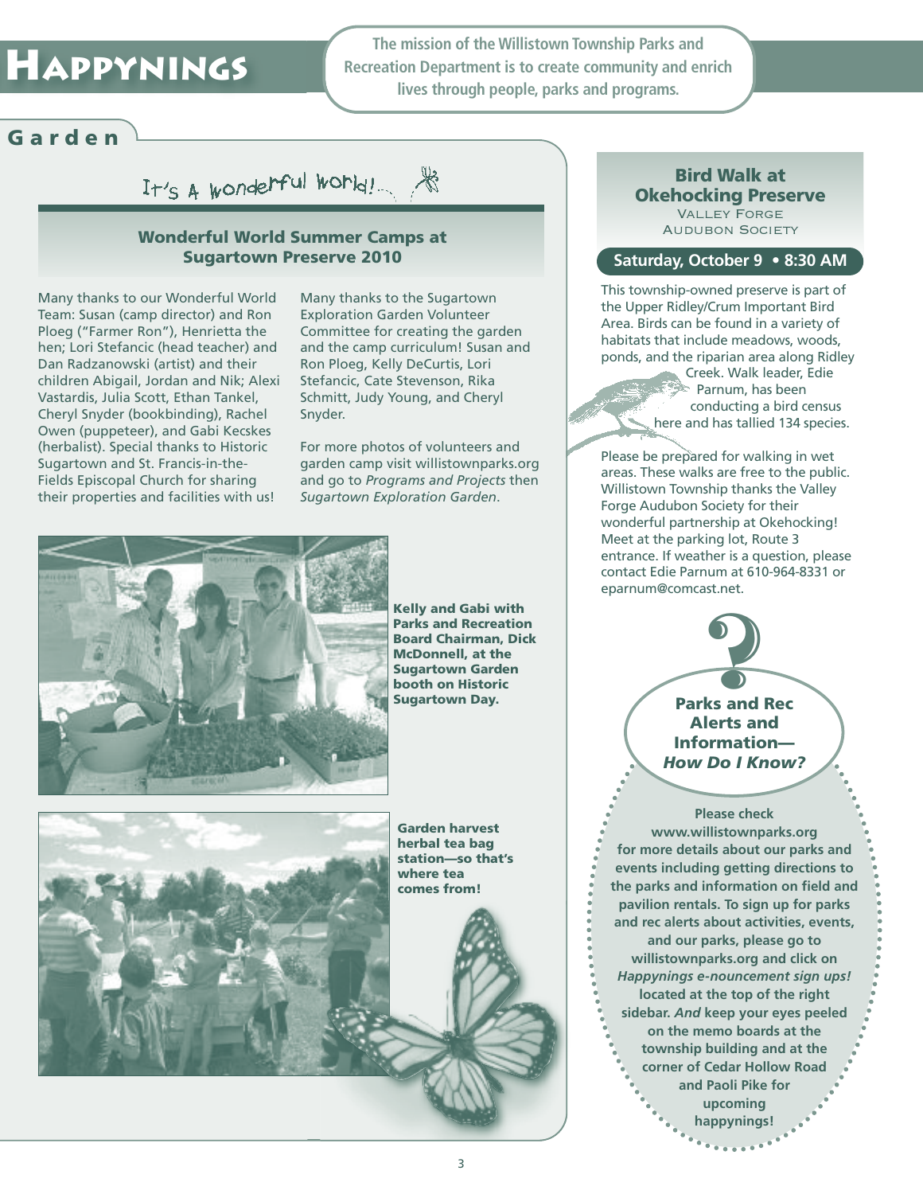# Happynings

**The mission of the Willistown Township Parks and Recreation Department is to create community and enrich lives through people, parks and programs.**

## Garden

It's a wonderful world!

### Wonderful World Summer Camps at Sugartown Preserve 2010

Many thanks to our Wonderful World Team: Susan (camp director) and Ron Ploeg ("Farmer Ron"), Henrietta the hen; Lori Stefancic (head teacher) and Dan Radzanowski (artist) and their children Abigail, Jordan and Nik; Alexi Vastardis, Julia Scott, Ethan Tankel, Cheryl Snyder (bookbinding), Rachel Owen (puppeteer), and Gabi Kecskes (herbalist). Special thanks to Historic Sugartown and St. Francis-in-the-Fields Episcopal Church for sharing their properties and facilities with us!

Many thanks to the Sugartown Exploration Garden Volunteer Committee for creating the garden and the camp curriculum! Susan and Ron Ploeg, Kelly DeCurtis, Lori Stefancic, Cate Stevenson, Rika Schmitt, Judy Young, and Cheryl Snyder.

For more photos of volunteers and garden camp visit willistownparks.org and go to *Programs and Projects* then *Sugartown Exploration Garden*.

**Kelly and Gabi with Parks and Recreation Board Chairman, Dick McDonnell, at the Sugartown Garden booth on Historic Sugartown Day.**

**Garden harvest herbal tea bag station—so that's where tea comes from!**

### Bird Walk at Okehocking Preserve

VALLEY FORGE AUDUBON SOCIETY

**Saturday, October 9 • 8:30 AM**

This township-owned preserve is part of the Upper Ridley/Crum Important Bird Area. Birds can be found in a variety of habitats that include meadows, woods, ponds, and the riparian area along Ridley Creek. Walk leader, Edie Parnum, has been conducting a bird census here and has tallied 134 species.

Please be prepared for walking in wet areas. These walks are free to the public. Willistown Township thanks the Valley Forge Audubon Society for their wonderful partnership at Okehocking! Meet at the parking lot, Route 3 entrance. If weather is a question, please contact Edie Parnum at 610-964-8331 or eparnum@comcast.net.

### Parks and Rec Alerts and Information—*How Do I Know?*

**Please check www.willistownparks.org for more details about our parks and events including getting directions to the parks and information on field and pavilion rentals. To sign up for parks and rec alerts about activities, events, and our parks, please go to willistownparks.org and click on *Happynings e-nouncement sign ups!* located at the top of the right sidebar. *And* keep your eyes peeled on the memo boards at the township building and at the corner of Cedar Hollow Road and Paoli Pike for upcoming happynings!**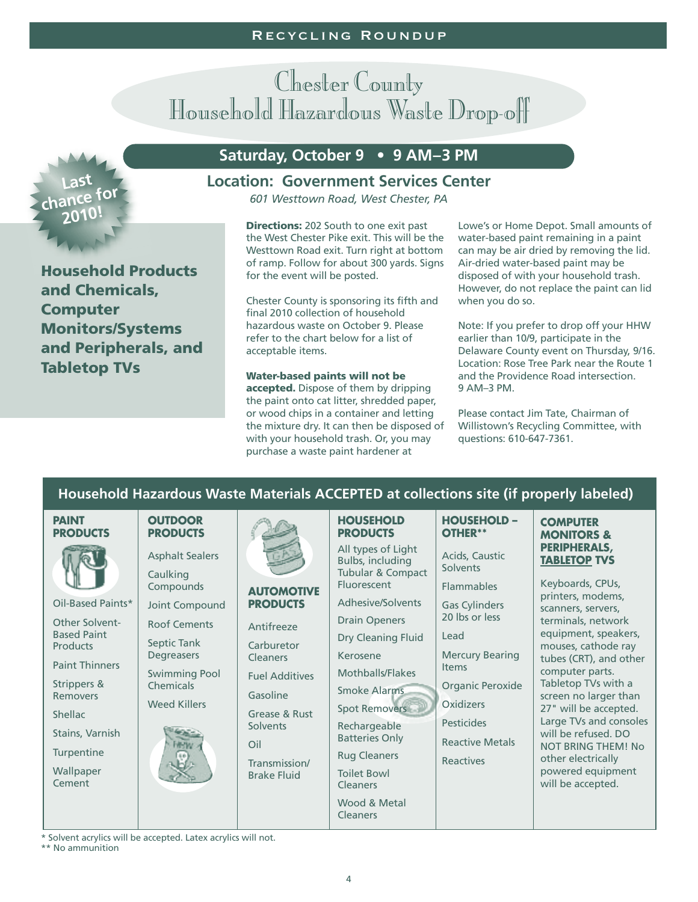# Chester County Household Hazardous Waste Drop-off

## Saturday, October 9 • 9 AM–3 PM

### Location: Government Services Center

*601 Westtown Road, West Chester, PA*

**Last chance for 2010!**

**Household Products and Chemicals, Computer Monitors/Systems and Peripherals, and Tabletop TVs**

**Directions:** 202 South to one exit past the West Chester Pike exit. This will be the Westtown Road exit. Turn right at bottom of ramp. Follow for about 300 yards. Signs for the event will be posted.

Chester County is sponsoring its fifth and final 2010 collection of household hazardous waste on October 9. Please refer to the chart below for a list of acceptable items.

**Water-based paints will not be accepted.** Dispose of them by dripping the paint onto cat litter, shredded paper, or wood chips in a container and letting the mixture dry. It can then be disposed of with your household trash. Or, you may purchase a waste paint hardener at Lowe's or Home Depot. Small amounts of water-based paint remaining in a paint can may be air dried by removing the lid. Air-dried water-based paint may be disposed of with your household trash. However, do not replace the paint can lid when you do so.

Note: If you prefer to drop off your HHW earlier than 10/9, participate in the Delaware County event on Thursday, 9/16. Location: Rose Tree Park near the Route 1 and the Providence Road intersection. 9 AM–3 PM.

Please contact Jim Tate, Chairman of Willistown's Recycling Committee, with questions: 610-647-7361.

## Household Hazardous Waste Materials ACCEPTED at collections site (if properly labeled)

| PAINT PRODUCTS | OUTDOOR PRODUCTS | AUTOMOTIVE PRODUCTS | HOUSEHOLD PRODUCTS | HOUSEHOLD – OTHER** | COMPUTER MONITORS & PERIPHERALS, TABLETOP TVS |
|---|---|---|---|---|---|
| Oil-Based Paints* | Asphalt Sealers | Antifreeze | All types of Light Bulbs, including Tubular & Compact Fluorescent | Acids, Caustic Solvents | Keyboards, CPUs, printers, modems, scanners, servers, terminals, network equipment, speakers, mouses, cathode ray tubes (CRT), and other computer parts. Tabletop TVs with a screen no larger than 27" will be accepted. Large TVs and consoles will be refused. DO NOT BRING THEM! No other electrically powered equipment will be accepted. |
| Other Solvent-Based Paint Products | Caulking Compounds | Carburetor Cleaners | Adhesive/Solvents | Flammables | |
| Paint Thinners | Joint Compound | Fuel Additives | Drain Openers | Gas Cylinders 20 lbs or less | |
| Strippers & Removers | Roof Cements | Gasoline | Dry Cleaning Fluid | Lead | |
| Shellac | Septic Tank Degreasers | Grease & Rust Solvents | Kerosene | Mercury Bearing Items | |
| Stains, Varnish | Swimming Pool Chemicals | Oil | Mothballs/Flakes | Organic Peroxide | |
| Turpentine | Weed Killers | Transmission/ Brake Fluid | Smoke Alarms | Oxidizers | |
| Wallpaper Cement | | | Spot Removers | Pesticides | |
| | | | Rechargeable Batteries Only | Reactive Metals | |
| | | | Rug Cleaners | Reactives | |
| | | | Toilet Bowl Cleaners | | |
| | | | Wood & Metal Cleaners | | |

\* Solvent acrylics will be accepted. Latex acrylics will not.

\*\* No ammunition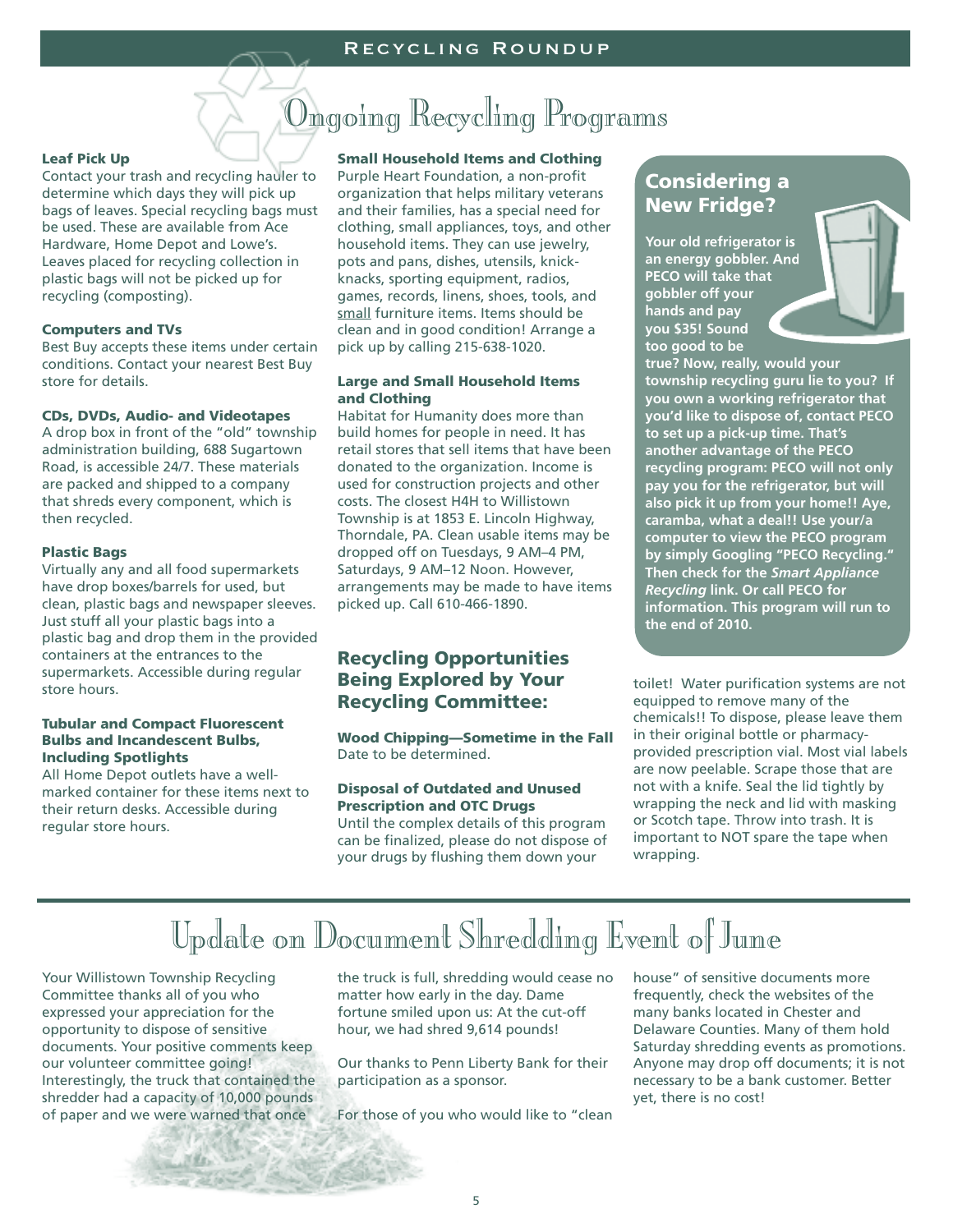# Ongoing Recycling Programs

### Leaf Pick Up

Contact your trash and recycling hauler to determine which days they will pick up bags of leaves. Special recycling bags must be used. These are available from Ace Hardware, Home Depot and Lowe's. Leaves placed for recycling collection in plastic bags will not be picked up for recycling (composting).

### Computers and TVs

Best Buy accepts these items under certain conditions. Contact your nearest Best Buy store for details.

### CDs, DVDs, Audio- and Videotapes

A drop box in front of the "old" township administration building, 688 Sugartown Road, is accessible 24/7. These materials are packed and shipped to a company that shreds every component, which is then recycled.

### Plastic Bags

Virtually any and all food supermarkets have drop boxes/barrels for used, but clean, plastic bags and newspaper sleeves. Just stuff all your plastic bags into a plastic bag and drop them in the provided containers at the entrances to the supermarkets. Accessible during regular store hours.

### Tubular and Compact Fluorescent Bulbs and Incandescent Bulbs, Including Spotlights

All Home Depot outlets have a well-marked container for these items next to their return desks. Accessible during regular store hours.

### Small Household Items and Clothing

Purple Heart Foundation, a non-profit organization that helps military veterans and their families, has a special need for clothing, small appliances, toys, and other household items. They can use jewelry, pots and pans, dishes, utensils, knick-knacks, sporting equipment, radios, games, records, linens, shoes, tools, and small furniture items. Items should be clean and in good condition! Arrange a pick up by calling 215-638-1020.

### Large and Small Household Items and Clothing

Habitat for Humanity does more than build homes for people in need. It has retail stores that sell items that have been donated to the organization. Income is used for construction projects and other costs. The closest H4H to Willistown Township is at 1853 E. Lincoln Highway, Thorndale, PA. Clean usable items may be dropped off on Tuesdays, 9 AM–4 PM, Saturdays, 9 AM–12 Noon. However, arrangements may be made to have items picked up. Call 610-466-1890.

## Recycling Opportunities Being Explored by Your Recycling Committee:

### Wood Chipping—Sometime in the Fall

Date to be determined.

### Disposal of Outdated and Unused Prescription and OTC Drugs

Until the complex details of this program can be finalized, please do not dispose of your drugs by flushing them down your toilet! Water purification systems are not equipped to remove many of the chemicals!! To dispose, please leave them in their original bottle or pharmacy-provided prescription vial. Most vial labels are now peelable. Scrape those that are not with a knife. Seal the lid tightly by wrapping the neck and lid with masking or Scotch tape. Throw into trash. It is important to NOT spare the tape when wrapping.

## Considering a New Fridge?

**Your old refrigerator is an energy gobbler. And PECO will take that gobbler off your hands and pay you $35! Sound too good to be true? Now, really, would your township recycling guru lie to you? If you own a working refrigerator that you'd like to dispose of, contact PECO to set up a pick-up time. That's another advantage of the PECO recycling program: PECO will not only pay you for the refrigerator, but will also pick it up from your home!! Aye, caramba, what a deal!! Use your/a computer to view the PECO program by simply Googling "PECO Recycling." Then check for the *Smart Appliance Recycling* link. Or call PECO for information. This program will run to the end of 2010.**

# Update on Document Shredding Event of June

Your Willistown Township Recycling Committee thanks all of you who expressed your appreciation for the opportunity to dispose of sensitive documents. Your positive comments keep our volunteer committee going! Interestingly, the truck that contained the shredder had a capacity of 10,000 pounds of paper and we were warned that once the truck is full, shredding would cease no matter how early in the day. Dame fortune smiled upon us: At the cut-off hour, we had shred 9,614 pounds!

Our thanks to Penn Liberty Bank for their participation as a sponsor.

For those of you who would like to "clean house" of sensitive documents more frequently, check the websites of the many banks located in Chester and Delaware Counties. Many of them hold Saturday shredding events as promotions. Anyone may drop off documents; it is not necessary to be a bank customer. Better yet, there is no cost!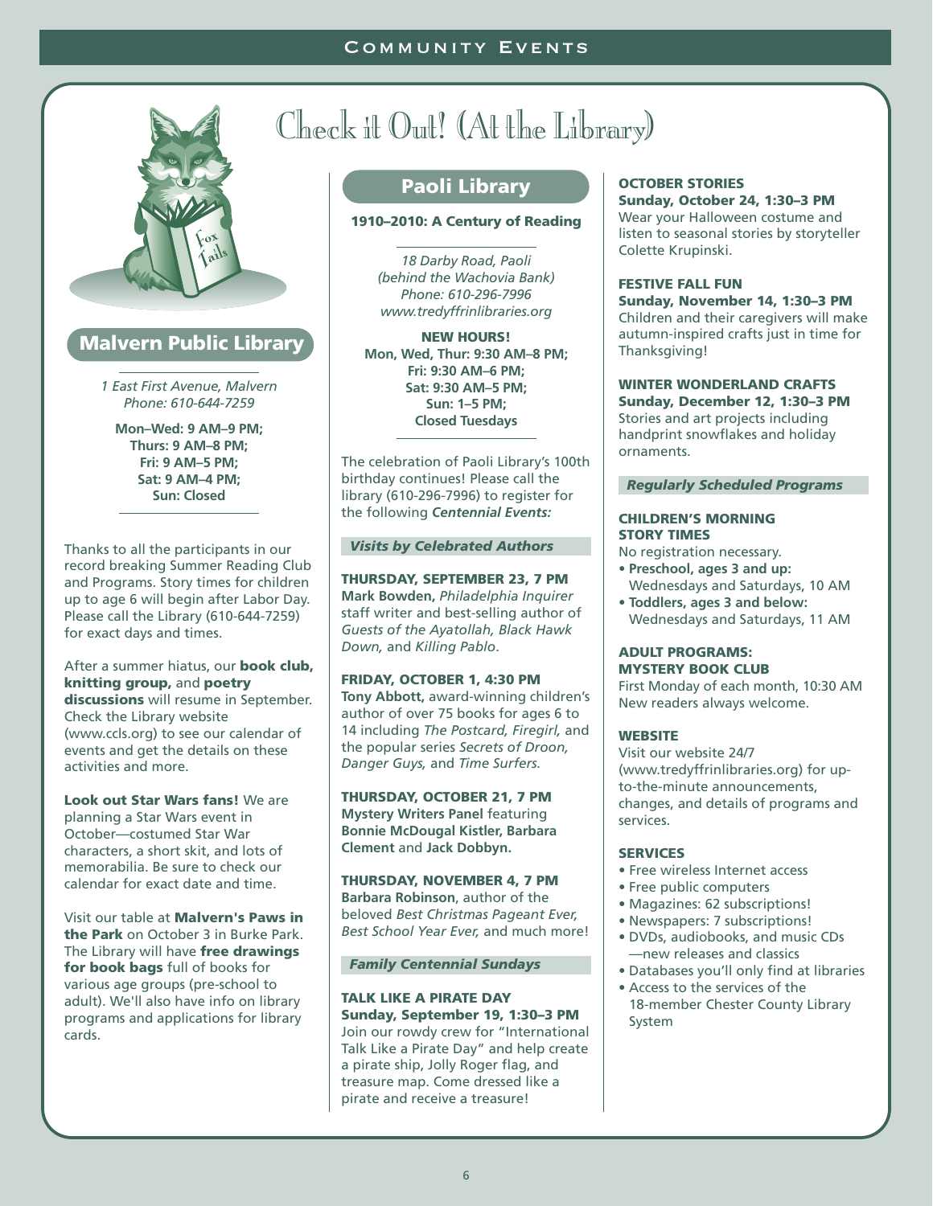# Check it Out! (At the Library)

## Malvern Public Library

*1 East First Avenue, Malvern*
*Phone: 610-644-7259*

**Mon–Wed: 9 AM–9 PM;**
**Thurs: 9 AM–8 PM;**
**Fri: 9 AM–5 PM;**
**Sat: 9 AM–4 PM;**
**Sun: Closed**

Thanks to all the participants in our record breaking Summer Reading Club and Programs. Story times for children up to age 6 will begin after Labor Day. Please call the Library (610-644-7259) for exact days and times.

After a summer hiatus, our **book club, knitting group,** and **poetry discussions** will resume in September. Check the Library website (www.ccls.org) to see our calendar of events and get the details on these activities and more.

**Look out Star Wars fans!** We are planning a Star Wars event in October—costumed Star War characters, a short skit, and lots of memorabilia. Be sure to check our calendar for exact date and time.

Visit our table at **Malvern's Paws in the Park** on October 3 in Burke Park. The Library will have **free drawings for book bags** full of books for various age groups (pre-school to adult). We'll also have info on library programs and applications for library cards.

## Paoli Library

**1910–2010: A Century of Reading**

*18 Darby Road, Paoli*
*(behind the Wachovia Bank)*
*Phone: 610-296-7996*
*www.tredyffrinlibraries.org*

**NEW HOURS!**
**Mon, Wed, Thur: 9:30 AM–8 PM;**
**Fri: 9:30 AM–6 PM;**
**Sat: 9:30 AM–5 PM;**
**Sun: 1–5 PM;**
**Closed Tuesdays**

The celebration of Paoli Library's 100th birthday continues! Please call the library (610-296-7996) to register for the following ***Centennial Events:***

### *Visits by Celebrated Authors*

**THURSDAY, SEPTEMBER 23, 7 PM**
**Mark Bowden,** *Philadelphia Inquirer* staff writer and best-selling author of *Guests of the Ayatollah, Black Hawk Down,* and *Killing Pablo*.

**FRIDAY, OCTOBER 1, 4:30 PM**
**Tony Abbott,** award-winning children's author of over 75 books for ages 6 to 14 including *The Postcard, Firegirl,* and the popular series *Secrets of Droon, Danger Guys,* and *Time Surfers.*

**THURSDAY, OCTOBER 21, 7 PM**
**Mystery Writers Panel** featuring **Bonnie McDougal Kistler, Barbara Clement** and **Jack Dobbyn.**

**THURSDAY, NOVEMBER 4, 7 PM**
**Barbara Robinson**, author of the beloved *Best Christmas Pageant Ever, Best School Year Ever,* and much more!

### *Family Centennial Sundays*

**TALK LIKE A PIRATE DAY**
**Sunday, September 19, 1:30–3 PM**
Join our rowdy crew for "International Talk Like a Pirate Day" and help create a pirate ship, Jolly Roger flag, and treasure map. Come dressed like a pirate and receive a treasure!

**OCTOBER STORIES**
**Sunday, October 24, 1:30–3 PM**
Wear your Halloween costume and listen to seasonal stories by storyteller Colette Krupinski.

**FESTIVE FALL FUN**
**Sunday, November 14, 1:30–3 PM**
Children and their caregivers will make autumn-inspired crafts just in time for Thanksgiving!

**WINTER WONDERLAND CRAFTS**
**Sunday, December 12, 1:30–3 PM**
Stories and art projects including handprint snowflakes and holiday ornaments.

### *Regularly Scheduled Programs*

**CHILDREN'S MORNING STORY TIMES**
No registration necessary.
- **Preschool, ages 3 and up:** Wednesdays and Saturdays, 10 AM
- **Toddlers, ages 3 and below:** Wednesdays and Saturdays, 11 AM

**ADULT PROGRAMS: MYSTERY BOOK CLUB**
First Monday of each month, 10:30 AM
New readers always welcome.

**WEBSITE**
Visit our website 24/7 (www.tredyffrinlibraries.org) for up-to-the-minute announcements, changes, and details of programs and services.

**SERVICES**
- Free wireless Internet access
- Free public computers
- Magazines: 62 subscriptions!
- Newspapers: 7 subscriptions!
- DVDs, audiobooks, and music CDs —new releases and classics
- Databases you'll only find at libraries
- Access to the services of the 18-member Chester County Library System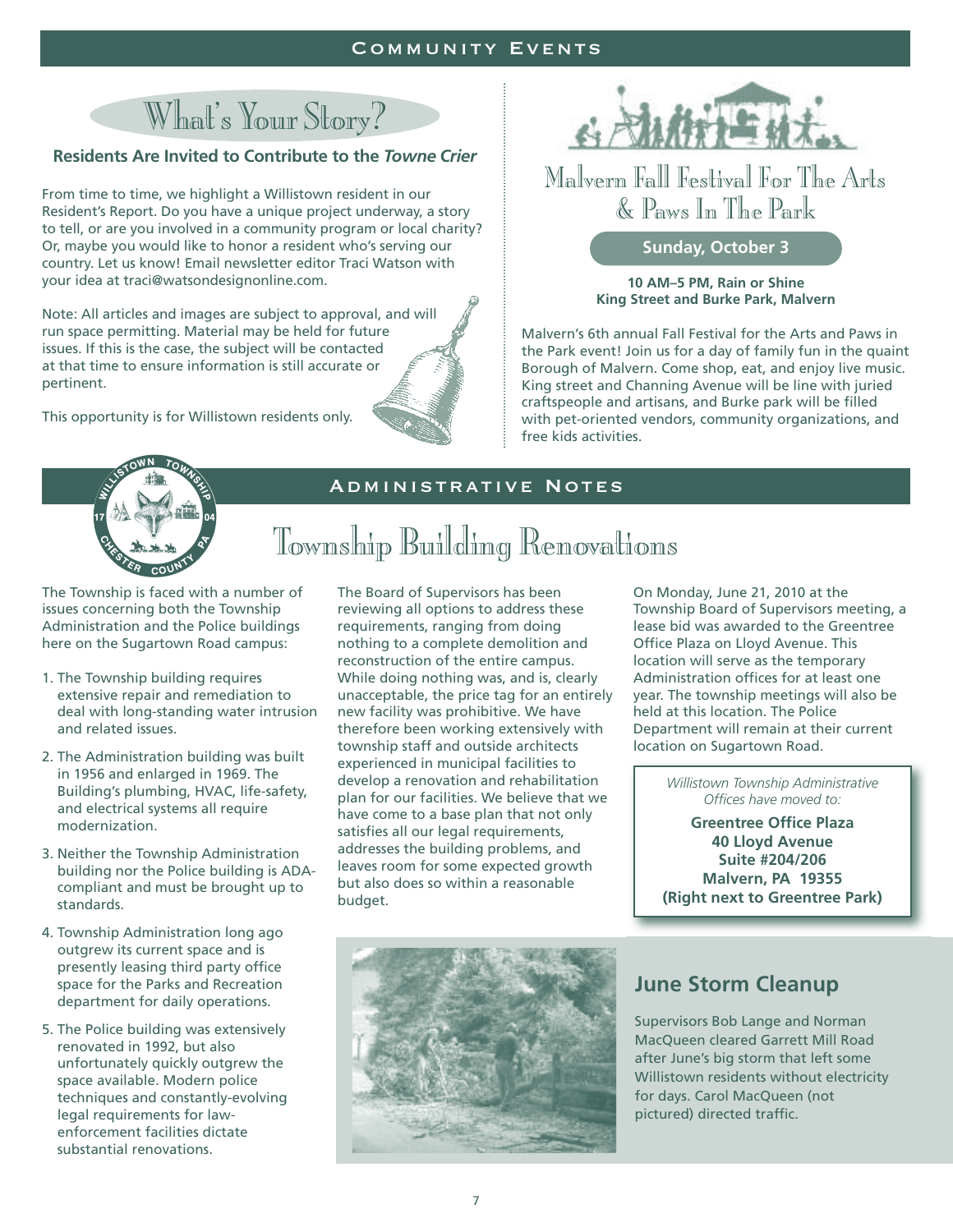# Community Events

## What's Your Story?

### Residents Are Invited to Contribute to the *Towne Crier*

From time to time, we highlight a Willistown resident in our Resident's Report. Do you have a unique project underway, a story to tell, or are you involved in a community program or local charity? Or, maybe you would like to honor a resident who's serving our country. Let us know! Email newsletter editor Traci Watson with your idea at traci@watsondesignonline.com.

Note: All articles and images are subject to approval, and will run space permitting. Material may be held for future issues. If this is the case, the subject will be contacted at that time to ensure information is still accurate or pertinent.

This opportunity is for Willistown residents only.

## Malvern Fall Festival For The Arts & Paws In The Park

**Sunday, October 3**

**10 AM–5 PM, Rain or Shine**
**King Street and Burke Park, Malvern**

Malvern's 6th annual Fall Festival for the Arts and Paws in the Park event! Join us for a day of family fun in the quaint Borough of Malvern. Come shop, eat, and enjoy live music. King street and Channing Avenue will be line with juried craftspeople and artisans, and Burke park will be filled with pet-oriented vendors, community organizations, and free kids activities.

# Administrative Notes

## Township Building Renovations

The Township is faced with a number of issues concerning both the Township Administration and the Police buildings here on the Sugartown Road campus:

1. The Township building requires extensive repair and remediation to deal with long-standing water intrusion and related issues.
2. The Administration building was built in 1956 and enlarged in 1969. The Building's plumbing, HVAC, life-safety, and electrical systems all require modernization.
3. Neither the Township Administration building nor the Police building is ADA-compliant and must be brought up to standards.
4. Township Administration long ago outgrew its current space and is presently leasing third party office space for the Parks and Recreation department for daily operations.
5. The Police building was extensively renovated in 1992, but also unfortunately quickly outgrew the space available. Modern police techniques and constantly-evolving legal requirements for law-enforcement facilities dictate substantial renovations.

The Board of Supervisors has been reviewing all options to address these requirements, ranging from doing nothing to a complete demolition and reconstruction of the entire campus. While doing nothing was, and is, clearly unacceptable, the price tag for an entirely new facility was prohibitive. We have therefore been working extensively with township staff and outside architects experienced in municipal facilities to develop a renovation and rehabilitation plan for our facilities. We believe that we have come to a base plan that not only satisfies all our legal requirements, addresses the building problems, and leaves room for some expected growth but also does so within a reasonable budget.

On Monday, June 21, 2010 at the Township Board of Supervisors meeting, a lease bid was awarded to the Greentree Office Plaza on Lloyd Avenue. This location will serve as the temporary Administration offices for at least one year. The township meetings will also be held at this location. The Police Department will remain at their current location on Sugartown Road.

*Willistown Township Administrative Offices have moved to:*

**Greentree Office Plaza**
**40 Lloyd Avenue**
**Suite #204/206**
**Malvern, PA 19355**
**(Right next to Greentree Park)**

## June Storm Cleanup

Supervisors Bob Lange and Norman MacQueen cleared Garrett Mill Road after June's big storm that left some Willistown residents without electricity for days. Carol MacQueen (not pictured) directed traffic.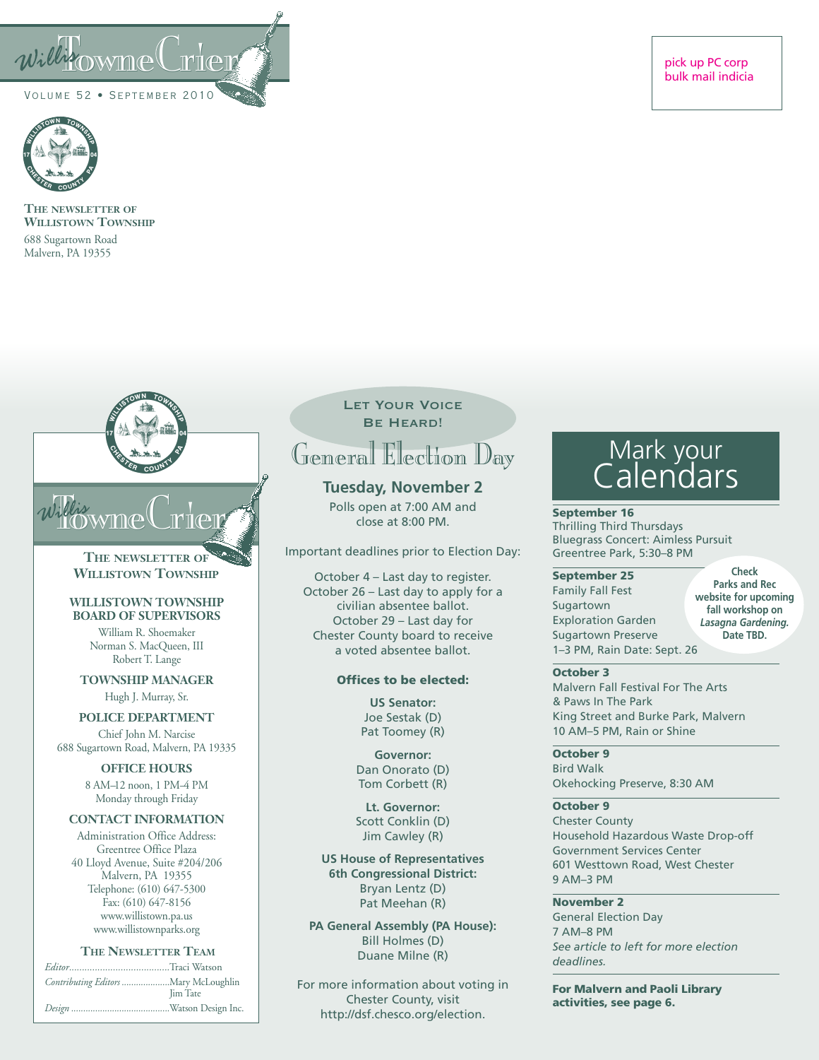# Willis Towne Crier

VOLUME 52 • SEPTEMBER 2010

**THE NEWSLETTER OF WILLISTOWN TOWNSHIP**

688 Sugartown Road
Malvern, PA 19355

pick up PC corp bulk mail indicia

# Willis Towne Crier

**THE NEWSLETTER OF WILLISTOWN TOWNSHIP**

**WILLISTOWN TOWNSHIP BOARD OF SUPERVISORS**

William R. Shoemaker
Norman S. MacQueen, III
Robert T. Lange

**TOWNSHIP MANAGER**

Hugh J. Murray, Sr.

**POLICE DEPARTMENT**

Chief John M. Narcise
688 Sugartown Road, Malvern, PA 19335

**OFFICE HOURS**

8 AM–12 noon, 1 PM–4 PM
Monday through Friday

**CONTACT INFORMATION**

Administration Office Address:
Greentree Office Plaza
40 Lloyd Avenue, Suite #204/206
Malvern, PA 19355
Telephone: (610) 647-5300
Fax: (610) 647-8156
www.willistown.pa.us
www.willistownparks.org

**THE NEWSLETTER TEAM**

*Editor*.......................................Traci Watson
*Contributing Editors*...................Mary McLoughlin
Jim Tate
*Design*.........................................Watson Design Inc.

LET YOUR VOICE BE HEARD!

## General Election Day

**Tuesday, November 2**

Polls open at 7:00 AM and close at 8:00 PM.

Important deadlines prior to Election Day:

October 4 – Last day to register.
October 26 – Last day to apply for a civilian absentee ballot.
October 29 – Last day for Chester County board to receive a voted absentee ballot.

**Offices to be elected:**

**US Senator:**
Joe Sestak (D)
Pat Toomey (R)

**Governor:**
Dan Onorato (D)
Tom Corbett (R)

**Lt. Governor:**
Scott Conklin (D)
Jim Cawley (R)

**US House of Representatives 6th Congressional District:**
Bryan Lentz (D)
Pat Meehan (R)

**PA General Assembly (PA House):**
Bill Holmes (D)
Duane Milne (R)

For more information about voting in Chester County, visit http://dsf.chesco.org/election.

## Mark your Calendars

**September 16**
Thrilling Third Thursdays
Bluegrass Concert: Aimless Pursuit
Greentree Park, 5:30–8 PM

**September 25**
Family Fall Fest
Sugartown
Exploration Garden
Sugartown Preserve
1–3 PM, Rain Date: Sept. 26

**Check Parks and Rec website for upcoming fall workshop on *Lasagna Gardening.* Date TBD.**

**October 3**
Malvern Fall Festival For The Arts & Paws In The Park
King Street and Burke Park, Malvern
10 AM–5 PM, Rain or Shine

**October 9**
Bird Walk
Okehocking Preserve, 8:30 AM

**October 9**
Chester County
Household Hazardous Waste Drop-off
Government Services Center
601 Westtown Road, West Chester
9 AM–3 PM

**November 2**
General Election Day
7 AM–8 PM
*See article to left for more election deadlines.*

**For Malvern and Paoli Library activities, see page 6.**